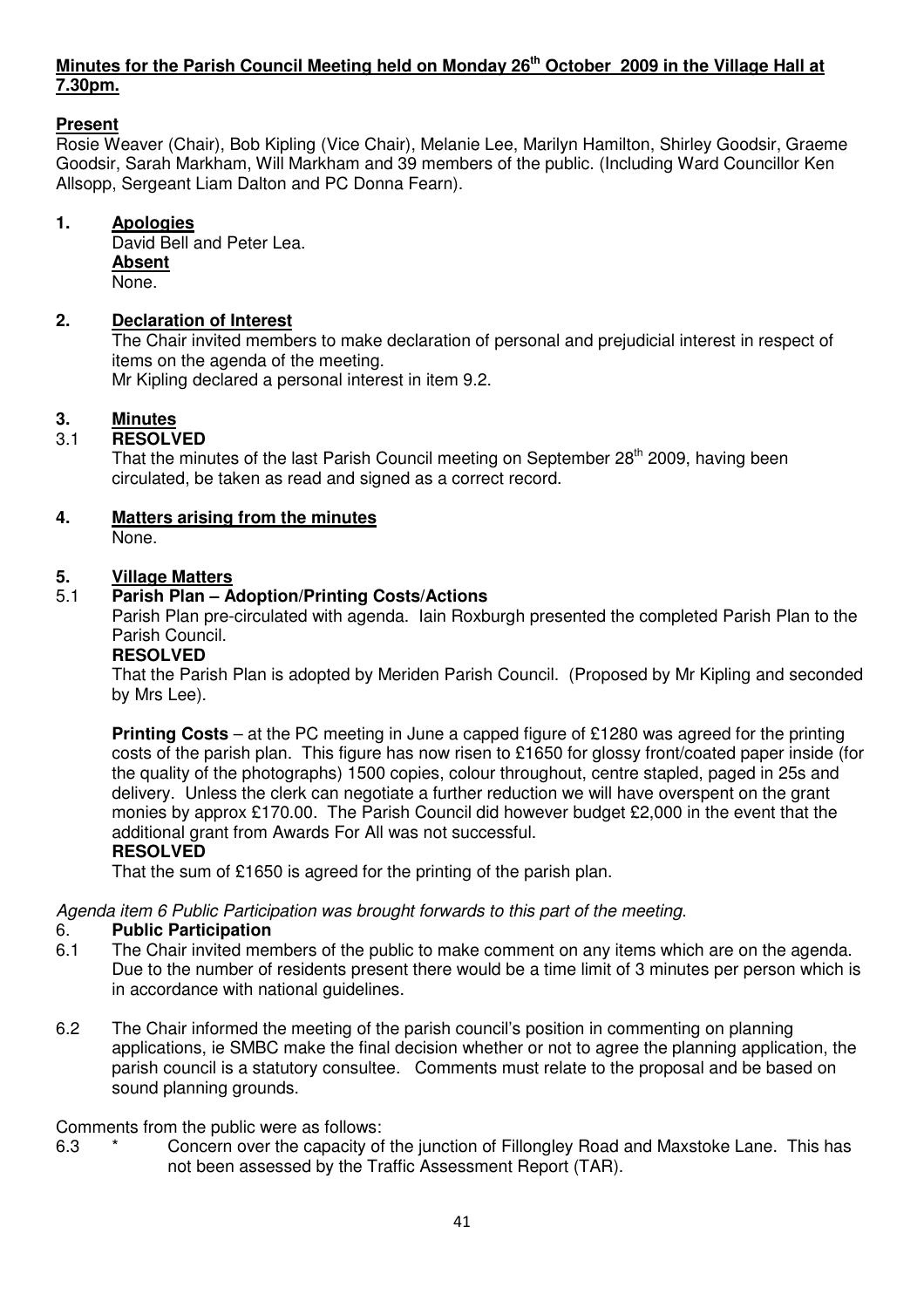**Minutes for the Parish Council Meeting held on Monday 26th October 2009 in the Village Hall at 7.30pm.**

**Present**

Rosie Weaver (Chair), Bob Kipling (Vice Chair), Melanie Lee, Marilyn Hamilton, Shirley Goodsir, Graeme Goodsir, Sarah Markham, Will Markham and 39 members of the public. (Including Ward Councillor Ken Allsopp, Sergeant Liam Dalton and PC Donna Fearn).

**1. Apologies**

David Bell and Peter Lea.

**Absent**

None.

**2. Declaration of Interest**

The Chair invited members to make declaration of personal and prejudicial interest in respect of items on the agenda of the meeting.

Mr Kipling declared a personal interest in item 9.2.

**3. Minutes**

3.1 **RESOLVED**

That the minutes of the last Parish Council meeting on September 28th 2009, having been circulated, be taken as read and signed as a correct record.

**4. Matters arising from the minutes**

None.

**5. Village Matters**

5.1 **Parish Plan – Adoption/Printing Costs/Actions**

Parish Plan pre-circulated with agenda. Iain Roxburgh presented the completed Parish Plan to the Parish Council.

**RESOLVED**

That the Parish Plan is adopted by Meriden Parish Council. (Proposed by Mr Kipling and seconded by Mrs Lee).

**Printing Costs** – at the PC meeting in June a capped figure of £1280 was agreed for the printing costs of the parish plan. This figure has now risen to £1650 for glossy front/coated paper inside (for the quality of the photographs) 1500 copies, colour throughout, centre stapled, paged in 25s and delivery. Unless the clerk can negotiate a further reduction we will have overspent on the grant monies by approx £170.00. The Parish Council did however budget £2,000 in the event that the additional grant from Awards For All was not successful.

**RESOLVED**

That the sum of £1650 is agreed for the printing of the parish plan.

*Agenda item 6 Public Participation was brought forwards to this part of the meeting.*

6. **Public Participation**

6.1 The Chair invited members of the public to make comment on any items which are on the agenda. Due to the number of residents present there would be a time limit of 3 minutes per person which is in accordance with national guidelines.

6.2 The Chair informed the meeting of the parish council's position in commenting on planning applications, ie SMBC make the final decision whether or not to agree the planning application, the parish council is a statutory consultee. Comments must relate to the proposal and be based on sound planning grounds.

Comments from the public were as follows:

6.3 * Concern over the capacity of the junction of Fillongley Road and Maxstoke Lane. This has not been assessed by the Traffic Assessment Report (TAR).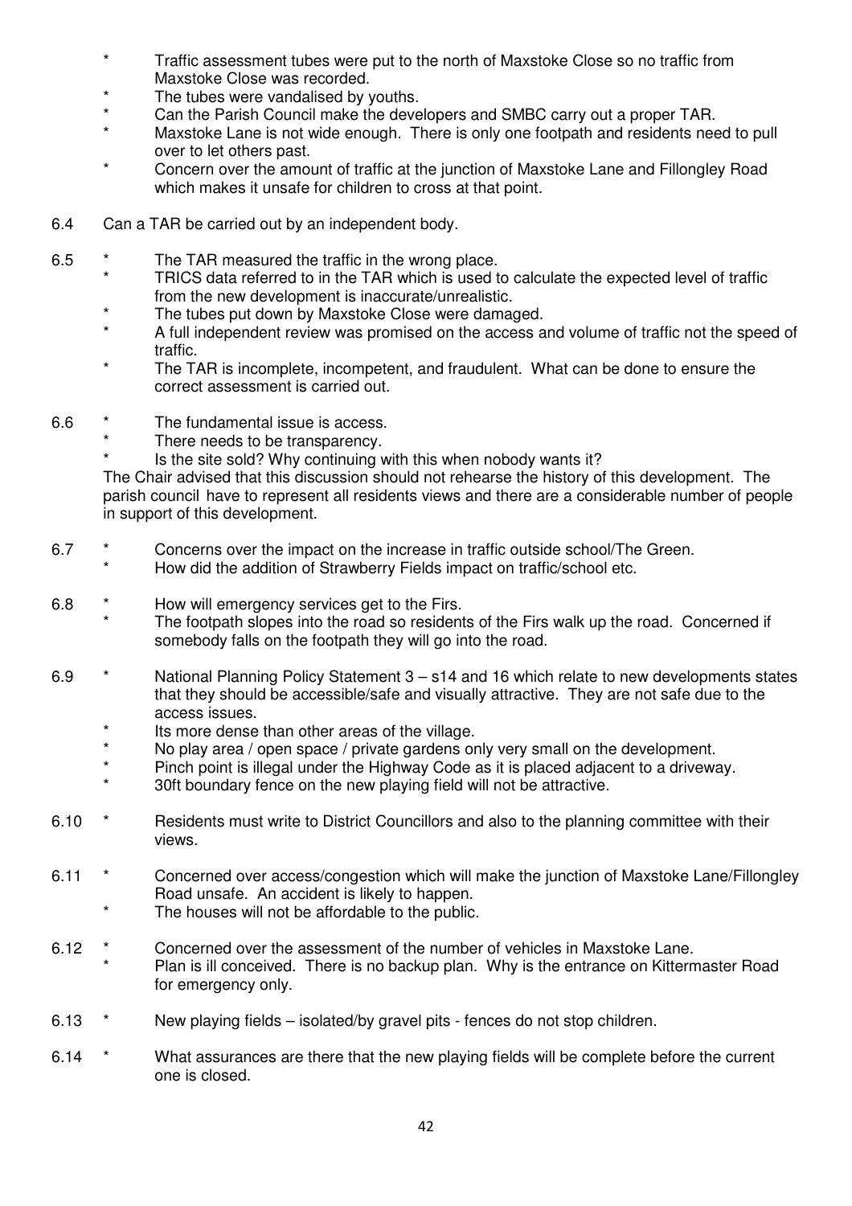- Traffic assessment tubes were put to the north of Maxstoke Close so no traffic from Maxstoke Close was recorded.
- The tubes were vandalised by youths.
- Can the Parish Council make the developers and SMBC carry out a proper TAR.
- Maxstoke Lane is not wide enough. There is only one footpath and residents need to pull over to let others past.
- Concern over the amount of traffic at the junction of Maxstoke Lane and Fillongley Road which makes it unsafe for children to cross at that point.

6.4 Can a TAR be carried out by an independent body.

6.5
- The TAR measured the traffic in the wrong place.
- TRICS data referred to in the TAR which is used to calculate the expected level of traffic from the new development is inaccurate/unrealistic.
- The tubes put down by Maxstoke Close were damaged.
- A full independent review was promised on the access and volume of traffic not the speed of traffic.
- The TAR is incomplete, incompetent, and fraudulent. What can be done to ensure the correct assessment is carried out.

6.6
- The fundamental issue is access.
- There needs to be transparency.
- Is the site sold? Why continuing with this when nobody wants it?

The Chair advised that this discussion should not rehearse the history of this development. The parish council have to represent all residents views and there are a considerable number of people in support of this development.

6.7
- Concerns over the impact on the increase in traffic outside school/The Green.
- How did the addition of Strawberry Fields impact on traffic/school etc.

6.8
- How will emergency services get to the Firs.
- The footpath slopes into the road so residents of the Firs walk up the road. Concerned if somebody falls on the footpath they will go into the road.

6.9
- National Planning Policy Statement 3 – s14 and 16 which relate to new developments states that they should be accessible/safe and visually attractive. They are not safe due to the access issues.
- Its more dense than other areas of the village.
- No play area / open space / private gardens only very small on the development.
- Pinch point is illegal under the Highway Code as it is placed adjacent to a driveway.
- 30ft boundary fence on the new playing field will not be attractive.

6.10
- Residents must write to District Councillors and also to the planning committee with their views.

6.11
- Concerned over access/congestion which will make the junction of Maxstoke Lane/Fillongley Road unsafe. An accident is likely to happen.
- The houses will not be affordable to the public.

6.12
- Concerned over the assessment of the number of vehicles in Maxstoke Lane.
- Plan is ill conceived. There is no backup plan. Why is the entrance on Kittermaster Road for emergency only.

6.13
- New playing fields – isolated/by gravel pits - fences do not stop children.

6.14
- What assurances are there that the new playing fields will be complete before the current one is closed.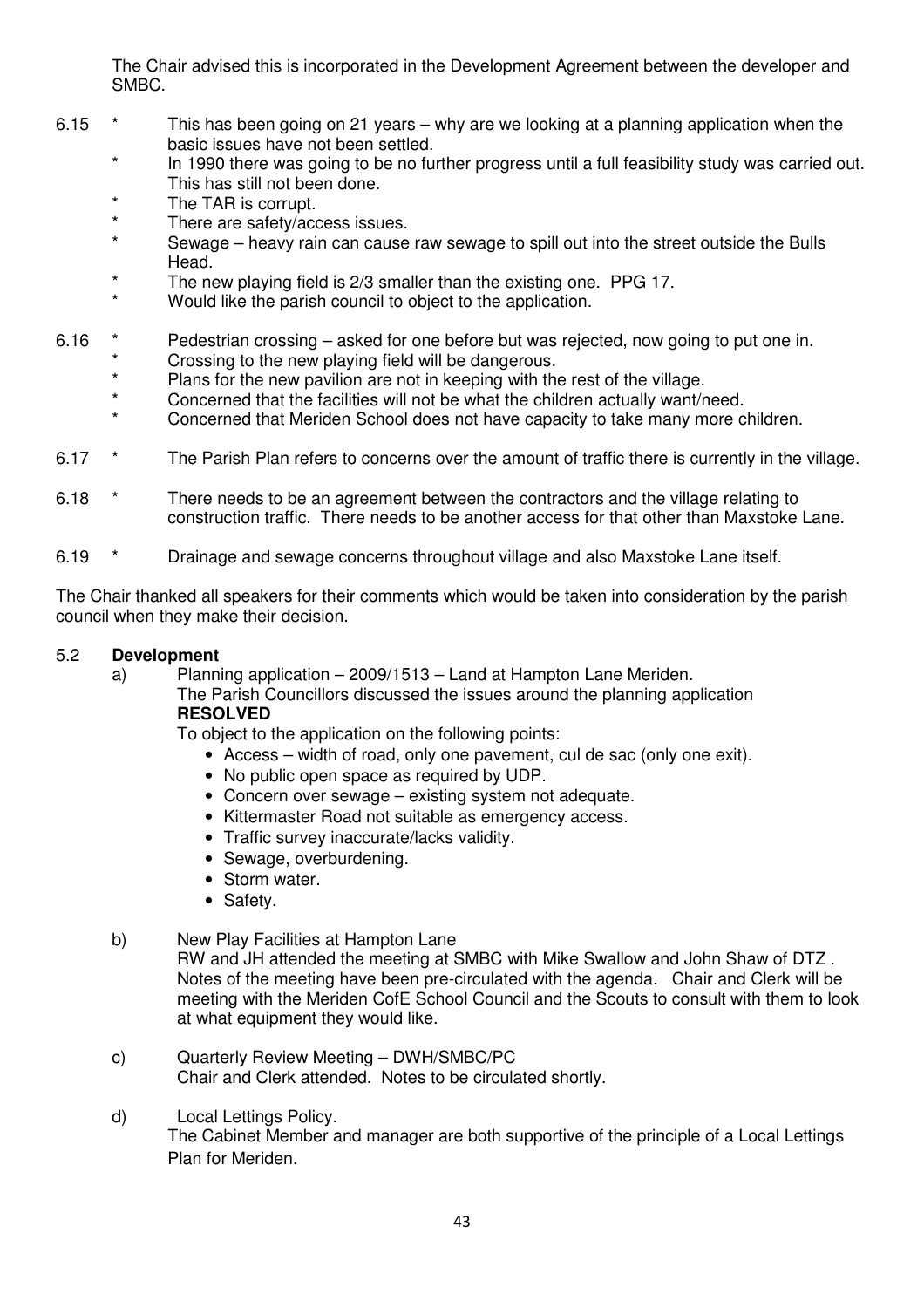The Chair advised this is incorporated in the Development Agreement between the developer and SMBC.

6.15
- * This has been going on 21 years – why are we looking at a planning application when the basic issues have not been settled.
- * In 1990 there was going to be no further progress until a full feasibility study was carried out. This has still not been done.
- * The TAR is corrupt.
- * There are safety/access issues.
- * Sewage – heavy rain can cause raw sewage to spill out into the street outside the Bulls Head.
- * The new playing field is 2/3 smaller than the existing one. PPG 17.
- * Would like the parish council to object to the application.

6.16
- * Pedestrian crossing – asked for one before but was rejected, now going to put one in.
- * Crossing to the new playing field will be dangerous.
- * Plans for the new pavilion are not in keeping with the rest of the village.
- * Concerned that the facilities will not be what the children actually want/need.
- * Concerned that Meriden School does not have capacity to take many more children.

6.17
- * The Parish Plan refers to concerns over the amount of traffic there is currently in the village.

6.18
- * There needs to be an agreement between the contractors and the village relating to construction traffic. There needs to be another access for that other than Maxstoke Lane.

6.19
- * Drainage and sewage concerns throughout village and also Maxstoke Lane itself.

The Chair thanked all speakers for their comments which would be taken into consideration by the parish council when they make their decision.

5.2 **Development**

a) Planning application – 2009/1513 – Land at Hampton Lane Meriden.
The Parish Councillors discussed the issues around the planning application
**RESOLVED**
To object to the application on the following points:
- Access – width of road, only one pavement, cul de sac (only one exit).
- No public open space as required by UDP.
- Concern over sewage – existing system not adequate.
- Kittermaster Road not suitable as emergency access.
- Traffic survey inaccurate/lacks validity.
- Sewage, overburdening.
- Storm water.
- Safety.

b) New Play Facilities at Hampton Lane
RW and JH attended the meeting at SMBC with Mike Swallow and John Shaw of DTZ . Notes of the meeting have been pre-circulated with the agenda. Chair and Clerk will be meeting with the Meriden CofE School Council and the Scouts to consult with them to look at what equipment they would like.

c) Quarterly Review Meeting – DWH/SMBC/PC
Chair and Clerk attended. Notes to be circulated shortly.

d) Local Lettings Policy.
The Cabinet Member and manager are both supportive of the principle of a Local Lettings Plan for Meriden.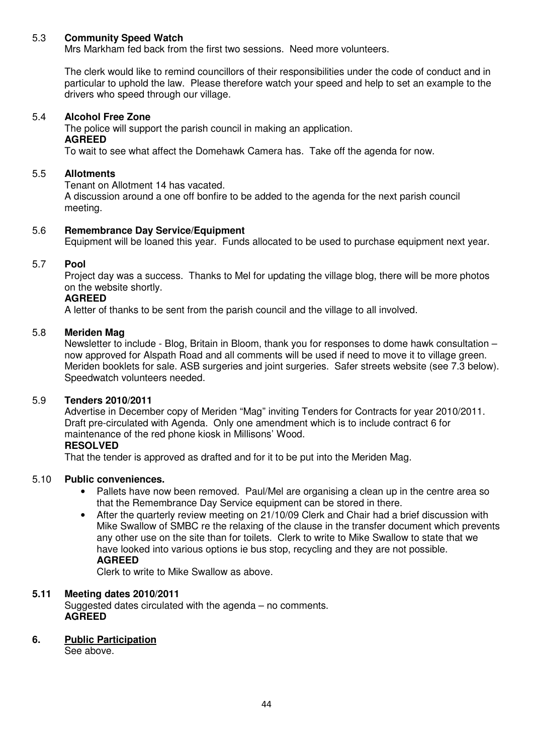### 5.3 **Community Speed Watch**

Mrs Markham fed back from the first two sessions. Need more volunteers.

The clerk would like to remind councillors of their responsibilities under the code of conduct and in particular to uphold the law. Please therefore watch your speed and help to set an example to the drivers who speed through our village.

### 5.4 **Alcohol Free Zone**

The police will support the parish council in making an application.

**AGREED**

To wait to see what affect the Domehawk Camera has. Take off the agenda for now.

### 5.5 **Allotments**

Tenant on Allotment 14 has vacated.

A discussion around a one off bonfire to be added to the agenda for the next parish council meeting.

### 5.6 **Remembrance Day Service/Equipment**

Equipment will be loaned this year. Funds allocated to be used to purchase equipment next year.

### 5.7 **Pool**

Project day was a success. Thanks to Mel for updating the village blog, there will be more photos on the website shortly.

**AGREED**

A letter of thanks to be sent from the parish council and the village to all involved.

### 5.8 **Meriden Mag**

Newsletter to include - Blog, Britain in Bloom, thank you for responses to dome hawk consultation – now approved for Alspath Road and all comments will be used if need to move it to village green. Meriden booklets for sale. ASB surgeries and joint surgeries. Safer streets website (see 7.3 below). Speedwatch volunteers needed.

### 5.9 **Tenders 2010/2011**

Advertise in December copy of Meriden "Mag" inviting Tenders for Contracts for year 2010/2011. Draft pre-circulated with Agenda. Only one amendment which is to include contract 6 for maintenance of the red phone kiosk in Millisons' Wood.

**RESOLVED**

That the tender is approved as drafted and for it to be put into the Meriden Mag.

### 5.10 **Public conveniences.**

- Pallets have now been removed. Paul/Mel are organising a clean up in the centre area so that the Remembrance Day Service equipment can be stored in there.
- After the quarterly review meeting on 21/10/09 Clerk and Chair had a brief discussion with Mike Swallow of SMBC re the relaxing of the clause in the transfer document which prevents any other use on the site than for toilets. Clerk to write to Mike Swallow to state that we have looked into various options ie bus stop, recycling and they are not possible.

  **AGREED**

  Clerk to write to Mike Swallow as above.

### **5.11 Meeting dates 2010/2011**

Suggested dates circulated with the agenda – no comments.

**AGREED**

## **6. Public Participation**

See above.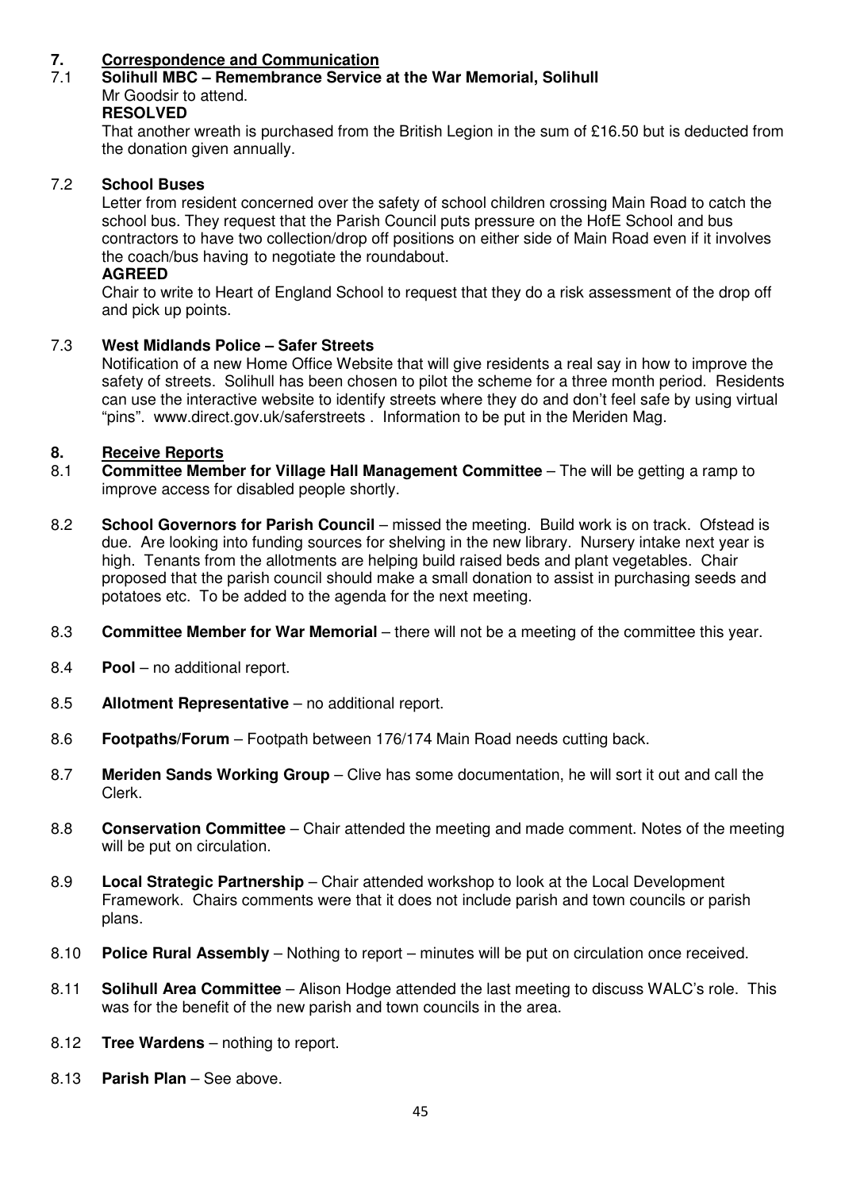## 7. Correspondence and Communication

### 7.1 Solihull MBC – Remembrance Service at the War Memorial, Solihull

Mr Goodsir to attend.

**RESOLVED**

That another wreath is purchased from the British Legion in the sum of £16.50 but is deducted from the donation given annually.

### 7.2 School Buses

Letter from resident concerned over the safety of school children crossing Main Road to catch the school bus. They request that the Parish Council puts pressure on the HofE School and bus contractors to have two collection/drop off positions on either side of Main Road even if it involves the coach/bus having to negotiate the roundabout.

**AGREED**

Chair to write to Heart of England School to request that they do a risk assessment of the drop off and pick up points.

### 7.3 West Midlands Police – Safer Streets

Notification of a new Home Office Website that will give residents a real say in how to improve the safety of streets. Solihull has been chosen to pilot the scheme for a three month period. Residents can use the interactive website to identify streets where they do and don't feel safe by using virtual "pins". www.direct.gov.uk/saferstreets . Information to be put in the Meriden Mag.

## 8. Receive Reports

8.1 **Committee Member for Village Hall Management Committee** – The will be getting a ramp to improve access for disabled people shortly.

8.2 **School Governors for Parish Council** – missed the meeting. Build work is on track. Ofstead is due. Are looking into funding sources for shelving in the new library. Nursery intake next year is high. Tenants from the allotments are helping build raised beds and plant vegetables. Chair proposed that the parish council should make a small donation to assist in purchasing seeds and potatoes etc. To be added to the agenda for the next meeting.

8.3 **Committee Member for War Memorial** – there will not be a meeting of the committee this year.

8.4 **Pool** – no additional report.

8.5 **Allotment Representative** – no additional report.

8.6 **Footpaths/Forum** – Footpath between 176/174 Main Road needs cutting back.

8.7 **Meriden Sands Working Group** – Clive has some documentation, he will sort it out and call the Clerk.

8.8 **Conservation Committee** – Chair attended the meeting and made comment. Notes of the meeting will be put on circulation.

8.9 **Local Strategic Partnership** – Chair attended workshop to look at the Local Development Framework. Chairs comments were that it does not include parish and town councils or parish plans.

8.10 **Police Rural Assembly** – Nothing to report – minutes will be put on circulation once received.

8.11 **Solihull Area Committee** – Alison Hodge attended the last meeting to discuss WALC's role. This was for the benefit of the new parish and town councils in the area.

8.12 **Tree Wardens** – nothing to report.

8.13 **Parish Plan** – See above.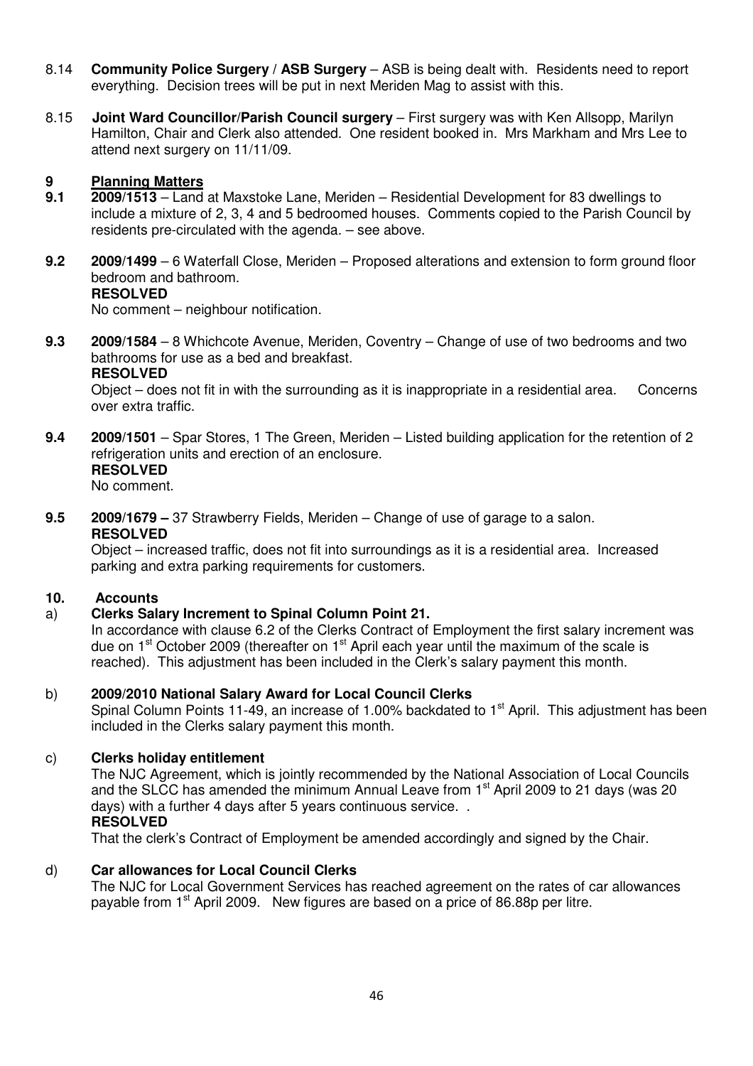8.14 **Community Police Surgery / ASB Surgery** – ASB is being dealt with. Residents need to report everything. Decision trees will be put in next Meriden Mag to assist with this.

8.15 **Joint Ward Councillor/Parish Council surgery** – First surgery was with Ken Allsopp, Marilyn Hamilton, Chair and Clerk also attended. One resident booked in. Mrs Markham and Mrs Lee to attend next surgery on 11/11/09.

## 9 Planning Matters

**9.1** **2009/1513** – Land at Maxstoke Lane, Meriden – Residential Development for 83 dwellings to include a mixture of 2, 3, 4 and 5 bedroomed houses. Comments copied to the Parish Council by residents pre-circulated with the agenda. – see above.

**9.2** **2009/1499** – 6 Waterfall Close, Meriden – Proposed alterations and extension to form ground floor bedroom and bathroom.
**RESOLVED**
No comment – neighbour notification.

**9.3** **2009/1584** – 8 Whichcote Avenue, Meriden, Coventry – Change of use of two bedrooms and two bathrooms for use as a bed and breakfast.
**RESOLVED**
Object – does not fit in with the surrounding as it is inappropriate in a residential area. Concerns over extra traffic.

**9.4** **2009/1501** – Spar Stores, 1 The Green, Meriden – Listed building application for the retention of 2 refrigeration units and erection of an enclosure.
**RESOLVED**
No comment.

**9.5** **2009/1679 –** 37 Strawberry Fields, Meriden – Change of use of garage to a salon.
**RESOLVED**
Object – increased traffic, does not fit into surroundings as it is a residential area. Increased parking and extra parking requirements for customers.

## 10. Accounts

a) **Clerks Salary Increment to Spinal Column Point 21.**
In accordance with clause 6.2 of the Clerks Contract of Employment the first salary increment was due on 1st October 2009 (thereafter on 1st April each year until the maximum of the scale is reached). This adjustment has been included in the Clerk's salary payment this month.

b) **2009/2010 National Salary Award for Local Council Clerks**
Spinal Column Points 11-49, an increase of 1.00% backdated to 1st April. This adjustment has been included in the Clerks salary payment this month.

c) **Clerks holiday entitlement**
The NJC Agreement, which is jointly recommended by the National Association of Local Councils and the SLCC has amended the minimum Annual Leave from 1st April 2009 to 21 days (was 20 days) with a further 4 days after 5 years continuous service. .
**RESOLVED**
That the clerk's Contract of Employment be amended accordingly and signed by the Chair.

d) **Car allowances for Local Council Clerks**
The NJC for Local Government Services has reached agreement on the rates of car allowances payable from 1st April 2009. New figures are based on a price of 86.88p per litre.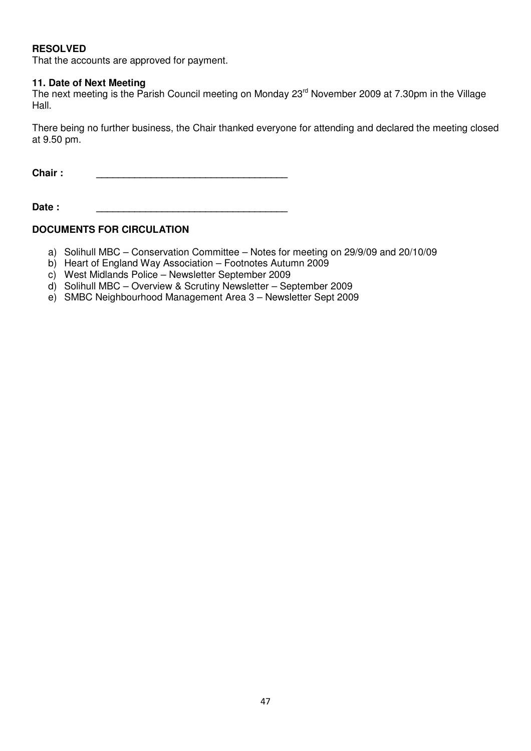**RESOLVED**
That the accounts are approved for payment.

**11. Date of Next Meeting**
The next meeting is the Parish Council meeting on Monday 23rd November 2009 at 7.30pm in the Village Hall.

There being no further business, the Chair thanked everyone for attending and declared the meeting closed at 9.50 pm.

**Chair :** ___________________________________

**Date :** ___________________________________

**DOCUMENTS FOR CIRCULATION**

a) Solihull MBC – Conservation Committee – Notes for meeting on 29/9/09 and 20/10/09
b) Heart of England Way Association – Footnotes Autumn 2009
c) West Midlands Police – Newsletter September 2009
d) Solihull MBC – Overview & Scrutiny Newsletter – September 2009
e) SMBC Neighbourhood Management Area 3 – Newsletter Sept 2009